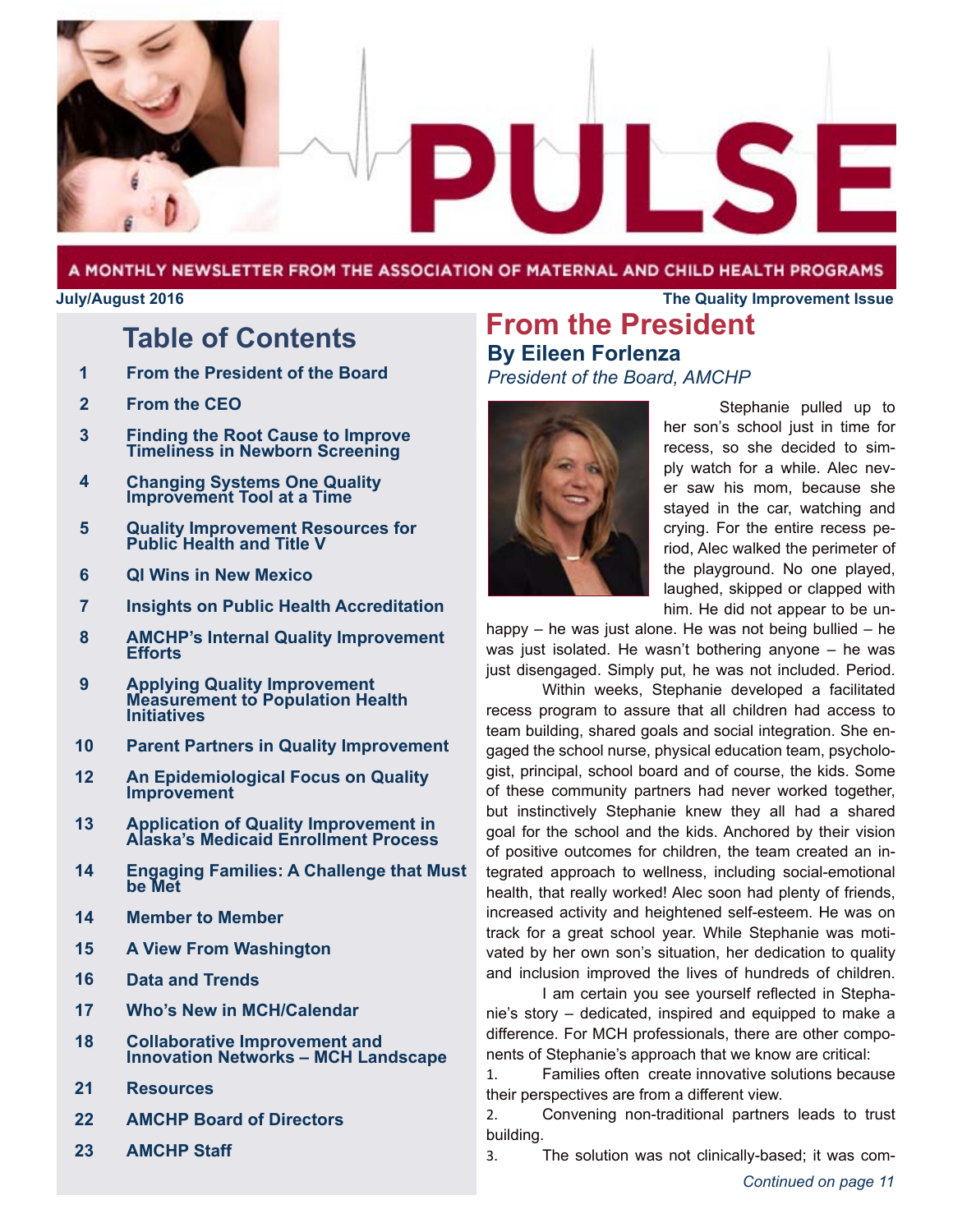# PULSE

A MONTHLY NEWSLETTER FROM THE ASSOCIATION OF MATERNAL AND CHILD HEALTH PROGRAMS

**July/August 2016** **The Quality Improvement Issue**

## Table of Contents

| | |
|---|---|
| 1 | From the President of the Board |
| 2 | From the CEO |
| 3 | Finding the Root Cause to Improve Timeliness in Newborn Screening |
| 4 | Changing Systems One Quality Improvement Tool at a Time |
| 5 | Quality Improvement Resources for Public Health and Title V |
| 6 | QI Wins in New Mexico |
| 7 | Insights on Public Health Accreditation |
| 8 | AMCHP's Internal Quality Improvement Efforts |
| 9 | Applying Quality Improvement Measurement to Population Health Initiatives |
| 10 | Parent Partners in Quality Improvement |
| 12 | An Epidemiological Focus on Quality Improvement |
| 13 | Application of Quality Improvement in Alaska's Medicaid Enrollment Process |
| 14 | Engaging Families: A Challenge that Must be Met |
| 14 | Member to Member |
| 15 | A View From Washington |
| 16 | Data and Trends |
| 17 | Who's New in MCH/Calendar |
| 18 | Collaborative Improvement and Innovation Networks – MCH Landscape |
| 21 | Resources |
| 22 | AMCHP Board of Directors |
| 23 | AMCHP Staff |

## From the President

**By Eileen Forlenza**

*President of the Board, AMCHP*

Stephanie pulled up to her son's school just in time for recess, so she decided to simply watch for a while. Alec never saw his mom, because she stayed in the car, watching and crying. For the entire recess period, Alec walked the perimeter of the playground. No one played, laughed, skipped or clapped with him. He did not appear to be unhappy – he was just alone. He was not being bullied – he was just isolated. He wasn't bothering anyone – he was just disengaged. Simply put, he was not included. Period.

Within weeks, Stephanie developed a facilitated recess program to assure that all children had access to team building, shared goals and social integration. She engaged the school nurse, physical education team, psychologist, principal, school board and of course, the kids. Some of these community partners had never worked together, but instinctively Stephanie knew they all had a shared goal for the school and the kids. Anchored by their vision of positive outcomes for children, the team created an integrated approach to wellness, including social-emotional health, that really worked! Alec soon had plenty of friends, increased activity and heightened self-esteem. He was on track for a great school year. While Stephanie was motivated by her own son's situation, her dedication to quality and inclusion improved the lives of hundreds of children.

I am certain you see yourself reflected in Stephanie's story – dedicated, inspired and equipped to make a difference. For MCH professionals, there are other components of Stephanie's approach that we know are critical:

1. Families often create innovative solutions because their perspectives are from a different view.
2. Convening non-traditional partners leads to trust building.
3. The solution was not clinically-based; it was com-

*Continued on page 11*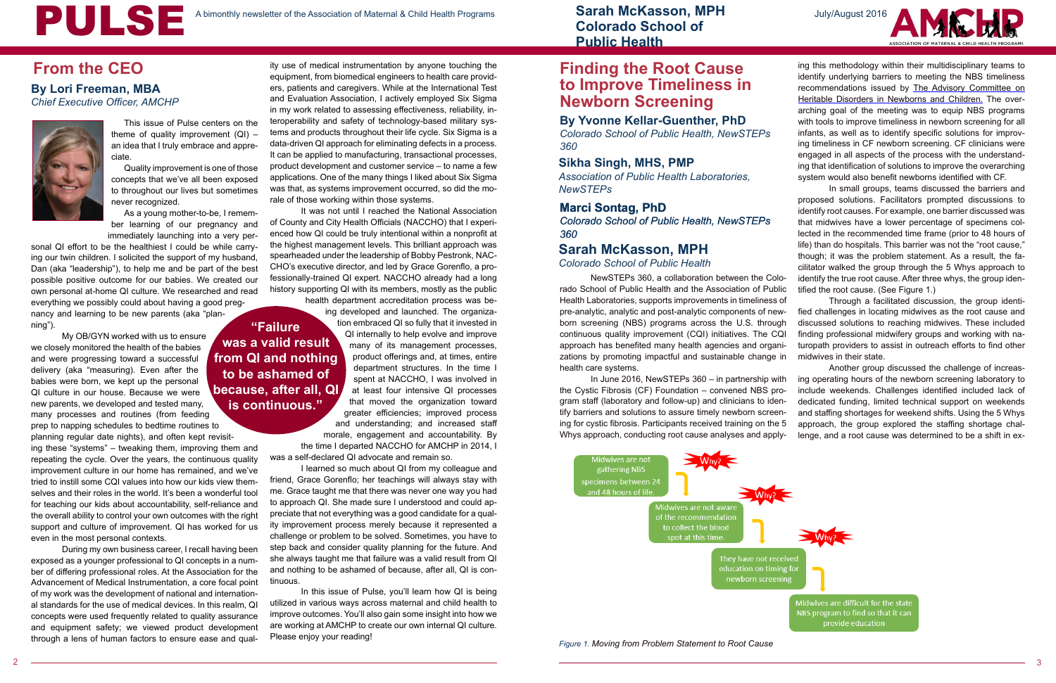## From the CEO

### By Lori Freeman, MBA

*Chief Executive Officer, AMCHP*

This issue of Pulse centers on the theme of quality improvement (QI) – an idea that I truly embrace and appreciate.

Quality improvement is one of those concepts that we've all been exposed to throughout our lives but sometimes never recognized.

As a young mother-to-be, I remember learning of our pregnancy and immediately launching into a very personal QI effort to be the healthiest I could be while carrying our twin children. I solicited the support of my husband, Dan (aka "leadership"), to help me and be part of the best possible positive outcome for our babies. We created our own personal at-home QI culture. We researched and read everything we possibly could about having a good pregnancy and learning to be new parents (aka "planning").

My OB/GYN worked with us to ensure we closely monitored the health of the babies and were progressing toward a successful delivery (aka "measuring). Even after the babies were born, we kept up the personal QI culture in our house. Because we were new parents, we developed and tested many, many processes and routines (from feeding prep to napping schedules to bedtime routines to planning regular date nights), and often kept revisiting these "systems" – tweaking them, improving them and repeating the cycle. Over the years, the continuous quality improvement culture in our home has remained, and we've tried to instill some CQI values into how our kids view themselves and their roles in the world. It's been a wonderful tool for teaching our kids about accountability, self-reliance and the overall ability to control your own outcomes with the right support and culture of improvement. QI has worked for us even in the most personal contexts.

During my own business career, I recall having been exposed as a younger professional to QI concepts in a number of differing professional roles. At the Association for the Advancement of Medical Instrumentation, a core focal point of my work was the development of national and international standards for the use of medical devices. In this realm, QI concepts were used frequently related to quality assurance and equipment safety; we viewed product development through a lens of human factors to ensure ease and quality use of medical instrumentation by anyone touching the equipment, from biomedical engineers to health care providers, patients and caregivers. While at the International Test and Evaluation Association, I actively employed Six Sigma in my work related to assessing effectiveness, reliability, interoperability and safety of technology-based military systems and products throughout their life cycle. Six Sigma is a data-driven QI approach for eliminating defects in a process. It can be applied to manufacturing, transactional processes, product development and customer service – to name a few applications. One of the many things I liked about Six Sigma was that, as systems improvement occurred, so did the morale of those working within those systems.

It was not until I reached the National Association of County and City Health Officials (NACCHO) that I experienced how QI could be truly intentional within a nonprofit at the highest management levels. This brilliant approach was spearheaded under the leadership of Bobby Pestronk, NACCHO's executive director, and led by Grace Gorenflo, a professionally-trained QI expert. NACCHO already had a long history supporting QI with its members, mostly as the public health department accreditation process was being developed and launched. The organization embraced QI so fully that it invested in QI internally to help evolve and improve many of its management processes, product offerings and, at times, entire department structures. In the time I spent at NACCHO, I was involved in at least four intensive QI processes that moved the organization toward greater efficiencies; improved process and understanding; and increased staff morale, engagement and accountability. By the time I departed NACCHO for AMCHP in 2014, I was a self-declared QI advocate and remain so.

> **"Failure was a valid result from QI and nothing to be ashamed of because, after all, QI is continuous."**

I learned so much about QI from my colleague and friend, Grace Gorenflo; her teachings will always stay with me. Grace taught me that there was never one way you had to approach QI. She made sure I understood and could appreciate that not everything was a good candidate for a quality improvement process merely because it represented a challenge or problem to be solved. Sometimes, you have to step back and consider quality planning for the future. And she always taught me that failure was a valid result from QI and nothing to be ashamed of because, after all, QI is continuous.

In this issue of Pulse, you'll learn how QI is being utilized in various ways across maternal and child health to improve outcomes. You'll also gain some insight into how we are working at AMCHP to create our own internal QI culture. Please enjoy your reading!

## Finding the Root Cause to Improve Timeliness in Newborn Screening

### By Yvonne Kellar-Guenther, PhD

*Colorado School of Public Health, NewSTEPs 360*

### Sikha Singh, MHS, PMP

*Association of Public Health Laboratories, NewSTEPs*

### Marci Sontag, PhD

*Colorado School of Public Health, NewSTEPs 360*

### Sarah McKasson, MPH

*Colorado School of Public Health*

NewSTEPs 360, a collaboration between the Colorado School of Public Health and the Association of Public Health Laboratories, supports improvements in timeliness of pre-analytic, analytic and post-analytic components of newborn screening (NBS) programs across the U.S. through continuous quality improvement (CQI) initiatives. The CQI approach has benefited many health agencies and organizations by promoting impactful and sustainable change in health care systems.

In June 2016, NewSTEPs 360 – in partnership with the Cystic Fibrosis (CF) Foundation – convened NBS program staff (laboratory and follow-up) and clinicians to identify barriers and solutions to assure timely newborn screening for cystic fibrosis. Participants received training on the 5 Whys approach, conducting root cause analyses and applying this methodology within their multidisciplinary teams to identify underlying barriers to meeting the NBS timeliness recommendations issued by The Advisory Committee on Heritable Disorders in Newborns and Children. The overarching goal of the meeting was to equip NBS programs with tools to improve timeliness in newborn screening for all infants, as well as to identify specific solutions for improving timeliness in CF newborn screening. CF clinicians were engaged in all aspects of the process with the understanding that identification of solutions to improve the overarching system would also benefit newborns identified with CF.

In small groups, teams discussed the barriers and proposed solutions. Facilitators prompted discussions to identify root causes. For example, one barrier discussed was that midwives have a lower percentage of specimens collected in the recommended time frame (prior to 48 hours of life) than do hospitals. This barrier was not the "root cause," though; it was the problem statement. As a result, the facilitator walked the group through the 5 Whys approach to identify the true root cause. After three whys, the group identified the root cause. (See Figure 1.)

Through a facilitated discussion, the group identified challenges in locating midwives as the root cause and discussed solutions to reaching midwives. These included finding professional midwifery groups and working with naturopath providers to assist in outreach efforts to find other midwives in their state.

Another group discussed the challenge of increasing operating hours of the newborn screening laboratory to include weekends. Challenges identified included lack of dedicated funding, limited technical support on weekends and staffing shortages for weekend shifts. Using the 5 Whys approach, the group explored the staffing shortage challenge, and a root cause was determined to be a shift in ex-

Midwives are not gathering NBS specimens between 24 and 48 hours of life.
→ Why? → Midwives are not aware of the recommendation to collect the blood spot at this time.
→ Why? → They have not received education on timing for newborn screening
→ Why? → Midwives are difficult for the state NBS program to find so that it can provide education

*Figure 1. Moving from Problem Statement to Root Cause*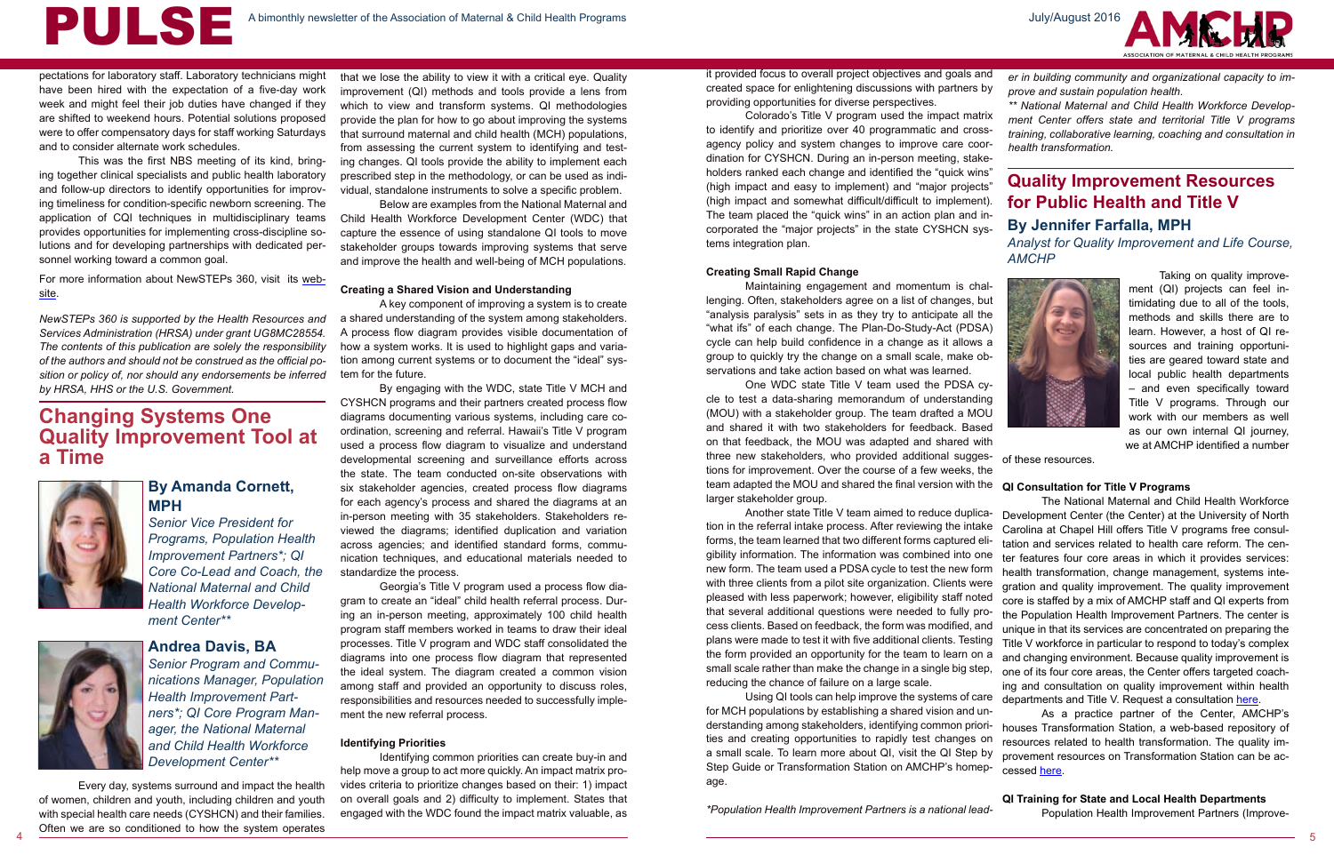pectations for laboratory staff. Laboratory technicians might have been hired with the expectation of a five-day work week and might feel their job duties have changed if they are shifted to weekend hours. Potential solutions proposed were to offer compensatory days for staff working Saturdays and to consider alternate work schedules.

This was the first NBS meeting of its kind, bringing together clinical specialists and public health laboratory and follow-up directors to identify opportunities for improving timeliness for condition-specific newborn screening. The application of CQI techniques in multidisciplinary teams provides opportunities for implementing cross-discipline solutions and for developing partnerships with dedicated personnel working toward a common goal.

For more information about NewSTEPs 360, visit its website.

*NewSTEPs 360 is supported by the Health Resources and Services Administration (HRSA) under grant UG8MC28554. The contents of this publication are solely the responsibility of the authors and should not be construed as the official position or policy of, nor should any endorsements be inferred by HRSA, HHS or the U.S. Government.*

## Changing Systems One Quality Improvement Tool at a Time

### By Amanda Cornett, MPH

*Senior Vice President for Programs, Population Health Improvement Partners*; QI Core Co-Lead and Coach, the National Maternal and Child Health Workforce Development Center***

### Andrea Davis, BA

*Senior Program and Communications Manager, Population Health Improvement Partners*; QI Core Program Manager, the National Maternal and Child Health Workforce Development Center***

Every day, systems surround and impact the health of women, children and youth, including children and youth with special health care needs (CYSHCN) and their families. Often we are so conditioned to how the system operates that we lose the ability to view it with a critical eye. Quality improvement (QI) methods and tools provide a lens from which to view and transform systems. QI methodologies provide the plan for how to go about improving the systems that surround maternal and child health (MCH) populations, from assessing the current system to identifying and testing changes. QI tools provide the ability to implement each prescribed step in the methodology, or can be used as individual, standalone instruments to solve a specific problem.

Below are examples from the National Maternal and Child Health Workforce Development Center (WDC) that capture the essence of using standalone QI tools to move stakeholder groups towards improving systems that serve and improve the health and well-being of MCH populations.

#### Creating a Shared Vision and Understanding

A key component of improving a system is to create a shared understanding of the system among stakeholders. A process flow diagram provides visible documentation of how a system works. It is used to highlight gaps and variation among current systems or to document the "ideal" system for the future.

By engaging with the WDC, state Title V MCH and CYSHCN programs and their partners created process flow diagrams documenting various systems, including care coordination, screening and referral. Hawaii's Title V program used a process flow diagram to visualize and understand developmental screening and surveillance efforts across the state. The team conducted on-site observations with six stakeholder agencies, created process flow diagrams for each agency's process and shared the diagrams at an in-person meeting with 35 stakeholders. Stakeholders reviewed the diagrams; identified duplication and variation across agencies; and identified standard forms, communication techniques, and educational materials needed to standardize the process.

Georgia's Title V program used a process flow diagram to create an "ideal" child health referral process. During an in-person meeting, approximately 100 child health program staff members worked in teams to draw their ideal processes. Title V program and WDC staff consolidated the diagrams into one process flow diagram that represented the ideal system. The diagram created a common vision among staff and provided an opportunity to discuss roles, responsibilities and resources needed to successfully implement the new referral process.

#### Identifying Priorities

Identifying common priorities can create buy-in and help move a group to act more quickly. An impact matrix provides criteria to prioritize changes based on their: 1) impact on overall goals and 2) difficulty to implement. States that engaged with the WDC found the impact matrix valuable, as it provided focus to overall project objectives and goals and created space for enlightening discussions with partners by providing opportunities for diverse perspectives.

Colorado's Title V program used the impact matrix to identify and prioritize over 40 programmatic and cross-agency policy and system changes to improve care coordination for CYSHCN. During an in-person meeting, stakeholders ranked each change and identified the "quick wins" (high impact and easy to implement) and "major projects" (high impact and somewhat difficult/difficult to implement). The team placed the "quick wins" in an action plan and incorporated the "major projects" in the state CYSHCN systems integration plan.

#### Creating Small Rapid Change

Maintaining engagement and momentum is challenging. Often, stakeholders agree on a list of changes, but "analysis paralysis" sets in as they try to anticipate all the "what ifs" of each change. The Plan-Do-Study-Act (PDSA) cycle can help build confidence in a change as it allows a group to quickly try the change on a small scale, make observations and take action based on what was learned.

One WDC state Title V team used the PDSA cycle to test a data-sharing memorandum of understanding (MOU) with a stakeholder group. The team drafted a MOU and shared it with two stakeholders for feedback. Based on that feedback, the MOU was adapted and shared with three new stakeholders, who provided additional suggestions for improvement. Over the course of a few weeks, the team adapted the MOU and shared the final version with the larger stakeholder group.

Another state Title V team aimed to reduce duplication in the referral intake process. After reviewing the intake forms, the team learned that two different forms captured eligibility information. The information was combined into one new form. The team used a PDSA cycle to test the new form with three clients from a pilot site organization. Clients were pleased with less paperwork; however, eligibility staff noted that several additional questions were needed to fully process clients. Based on feedback, the form was modified, and plans were made to test it with five additional clients. Testing the form provided an opportunity for the team to learn on a small scale rather than make the change in a single big step, reducing the chance of failure on a large scale.

Using QI tools can help improve the systems of care for MCH populations by establishing a shared vision and understanding among stakeholders, identifying common priorities and creating opportunities to rapidly test changes on a small scale. To learn more about QI, visit the QI Step by Step Guide or Transformation Station on AMCHP's homepage.

*\*Population Health Improvement Partners is a national leader in building community and organizational capacity to improve and sustain population health.*

*\*\* National Maternal and Child Health Workforce Development Center offers state and territorial Title V programs training, collaborative learning, coaching and consultation in health transformation.*

## Quality Improvement Resources for Public Health and Title V

### By Jennifer Farfalla, MPH

*Analyst for Quality Improvement and Life Course, AMCHP*

Taking on quality improvement (QI) projects can feel intimidating due to all of the tools, methods and skills there are to learn. However, a host of QI resources and training opportunities are geared toward state and local public health departments – and even specifically toward Title V programs. Through our work with our members as well as our own internal QI journey, we at AMCHP identified a number of these resources.

#### QI Consultation for Title V Programs

The National Maternal and Child Health Workforce Development Center (the Center) at the University of North Carolina at Chapel Hill offers Title V programs free consultation and services related to health care reform. The center features four core areas in which it provides services: health transformation, change management, systems integration and quality improvement. The quality improvement core is staffed by a mix of AMCHP staff and QI experts from the Population Health Improvement Partners. The center is unique in that its services are concentrated on preparing the Title V workforce in particular to respond to today's complex and changing environment. Because quality improvement is one of its four core areas, the Center offers targeted coaching and consultation on quality improvement within health departments and Title V. Request a consultation here.

As a practice partner of the Center, AMCHP's houses Transformation Station, a web-based repository of resources related to health transformation. The quality improvement resources on Transformation Station can be accessed here.

#### QI Training for State and Local Health Departments

Population Health Improvement Partners (Improve-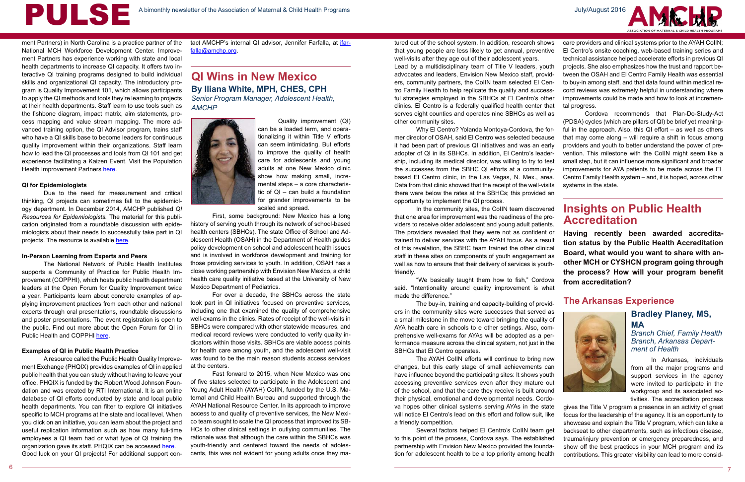ment Partners) in North Carolina is a practice partner of the National MCH Workforce Development Center. Improvement Partners has experience working with state and local health departments to increase QI capacity. It offers two interactive QI training programs designed to build individual skills and organizational QI capacity. The introductory program is Quality Improvement 101, which allows participants to apply the QI methods and tools they're learning to projects at their health departments. Staff learn to use tools such as the fishbone diagram, impact matrix, aim statements, process mapping and value stream mapping. The more advanced training option, the QI Advisor program, trains staff who have a QI skills base to become leaders for continuous quality improvement within their organizations. Staff learn how to lead the QI processes and tools from QI 101 and get experience facilitating a Kaizen Event. Visit the Population Health Improvement Partners here.

### QI for Epidemiologists

Due to the need for measurement and critical thinking, QI projects can sometimes fall to the epidemiology department. In December 2014, AMCHP published *QI Resources for Epidemiologists.* The material for this publication originated from a roundtable discussion with epidemiologists about their needs to successfully take part in QI projects. The resource is available here.

### In-Person Learning from Experts and Peers

The National Network of Public Health Institutes supports a Community of Practice for Public Health Improvement (COPPHI), which hosts public health department leaders at the Open Forum for Quality Improvement twice a year. Participants learn about concrete examples of applying improvement practices from each other and national experts through oral presentations, roundtable discussions and poster presentations. The event registration is open to the public. Find out more about the Open Forum for QI in Public Health and COPPHI here.

### Examples of QI in Public Health Practice

A resource called the Public Health Quality Improvement Exchange (PHQIX) provides examples of QI in applied public health that you can study without having to leave your office. PHQIX is funded by the Robert Wood Johnson Foundation and was created by RTI International. It an online database of QI efforts conducted by state and local public health departments. You can filter to explore QI initiatives specific to MCH programs at the state and local level. When you click on an initiative, you can learn about the project and useful replication information such as how many full-time employees a QI team had or what type of QI training the organization gave its staff. PHQIX can be accessed here.

Good luck on your QI projects! For additional support contact AMCHP's internal QI advisor, Jennifer Farfalla, at jfarfalla@amchp.org.

## QI Wins in New Mexico

### By Iliana White, MPH, CHES, CPH

*Senior Program Manager, Adolescent Health, AMCHP*

Quality improvement (QI) can be a loaded term, and operationalizing it within Title V efforts can seem intimidating. But efforts to improve the quality of health care for adolescents and young adults at one New Mexico clinic show how making small, incremental steps – a core characteristic of QI – can build a foundation for grander improvements to be scaled and spread.

First, some background: New Mexico has a long history of serving youth through its network of school-based health centers (SBHCs). The state Office of School and Adolescent Health (OSAH) in the Department of Health guides policy development on school and adolescent health issues and is involved in workforce development and training for those providing services to youth. In addition, OSAH has a close working partnership with Envision New Mexico, a child health care quality initiative based at the University of New Mexico Department of Pediatrics.

For over a decade, the SBHCs across the state took part in QI initiatives focused on preventive services, including one that examined the quality of comprehensive well-exams in the clinics. Rates of receipt of the well-visits in SBHCs were compared with other statewide measures, and medical record reviews were conducted to verify quality indicators within those visits. SBHCs are viable access points for health care among youth, and the adolescent well-visit was found to be the main reason students access services at the centers.

Fast forward to 2015, when New Mexico was one of five states selected to participate in the Adolescent and Young Adult Health (AYAH) CoIIN, funded by the U.S. Maternal and Child Health Bureau and supported through the AYAH National Resource Center. In its approach to improve access to and quality of preventive services, the New Mexico team sought to scale the QI process that improved its SBHCs to other clinical settings in outlying communities. The rationale was that although the care within the SBHCs was youth-friendly and centered toward the needs of adolescents, this was not evident for young adults once they matured out of the school system. In addition, research shows that young people are less likely to get annual, preventive well-visits after they age out of their adolescent years.

Lead by a multidisciplinary team of Title V leaders, youth advocates and leaders, Envision New Mexico staff, providers, community partners, the CoIIN team selected El Centro Family Health to help replicate the quality and successful strategies employed in the SBHCs at El Centro's other clinics. El Centro is a federally qualified health center that serves eight counties and operates nine SBHCs as well as other community sites.

Why El Centro? Yolanda Montoya-Cordova, the former director of OSAH, said El Centro was selected because it had been part of previous QI initiatives and was an early adopter of QI in its SBHCs. In addition, El Centro's leadership, including its medical director, was willing to try to test the successes from the SBHC QI efforts at a community-based El Centro clinic, in the Las Vegas, N. Mex., area. Data from that clinic showed that the receipt of the well-visits there were below the rates at the SBHCs; this provided an opportunity to implement the QI process.

In the community sites, the CoIIN team discovered that one area for improvement was the readiness of the providers to receive older adolescent and young adult patients. The providers revealed that they were not as confident or trained to deliver services with the AYAH focus. As a result of this revelation, the SBHC team trained the other clinical staff in these sites on components of youth engagement as well as how to ensure that their delivery of services is youth-friendly.

"We basically taught them how to fish," Cordova said. "Intentionality around quality improvement is what made the difference."

The buy-in, training and capacity-building of providers in the community sites were successes that served as a small milestone in the move toward bringing the quality of AYA health care in schools to e other settings. Also, comprehensive well-exams for AYAs will be adopted as a performance measure across the clinical system, not just in the SBHCs that El Centro operates.

The AYAH CoIIN efforts will continue to bring new changes, but this early stage of small achievements can have influence beyond the participating sites: It shows youth accessing preventive services even after they mature out of the school, and that the care they receive is built around their physical, emotional and developmental needs. Cordova hopes other clinical systems serving AYAs in the state will notice El Centro's lead on this effort and follow suit, like a friendly competition.

Several factors helped El Centro's CoIIN team get to this point of the process, Cordova says. The established partnership with Envision New Mexico provided the foundation for adolescent health to be a top priority among health care providers and clinical systems prior to the AYAH CoIIN; El Centro's onsite coaching, web-based training series and technical assistance helped accelerate efforts in previous QI projects. She also emphasizes how the trust and rapport between the OSAH and El Centro Family Health was essential to buy-in among staff, and that data found within medical record reviews was extremely helpful in understanding where improvements could be made and how to look at incremental progress.

Cordova recommends that Plan-Do-Study-Act (PDSA) cycles (which are pillars of QI) be brief yet meaningful in the approach. Also, this QI effort – as well as others that may come along – will require a shift in focus among providers and youth to better understand the power of prevention. This milestone with the CoIIN might seem like a small step, but it can influence more significant and broader improvements for AYA patients to be made across the EL Centro Family Health system – and, it is hoped, across other systems in the state.

## Insights on Public Health Accreditation

**Having recently been awarded accreditation status by the Public Health Accreditation Board, what would you want to share with another MCH or CYSHCN program going through the process? How will your program benefit from accreditation?**

### The Arkansas Experience

#### Bradley Planey, MS, MA

*Branch Chief, Family Health Branch, Arkansas Department of Health*

In Arkansas, individuals from all the major programs and support services in the agency were invited to participate in the workgroup and its associated activities. The accreditation process gives the Title V program a presence in an activity of great focus for the leadership of the agency. It is an opportunity to showcase and explain the Title V program, which can take a backseat to other departments, such as infectious disease, trauma/injury prevention or emergency preparedness, and show off the best practices in your MCH program and its contributions. This greater visibility can lead to more consid-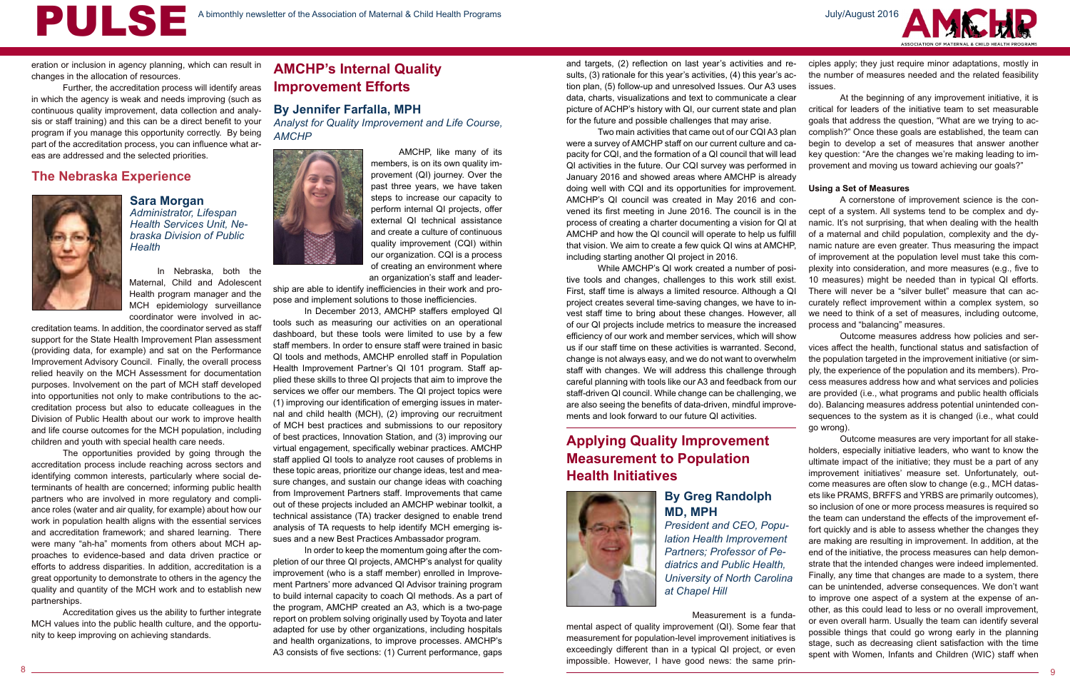eration or inclusion in agency planning, which can result in changes in the allocation of resources.

Further, the accreditation process will identify areas in which the agency is weak and needs improving (such as continuous quality improvement, data collection and analysis or staff training) and this can be a direct benefit to your program if you manage this opportunity correctly. By being part of the accreditation process, you can influence what areas are addressed and the selected priorities.

## The Nebraska Experience

**Sara Morgan**
*Administrator, Lifespan Health Services Unit, Nebraska Division of Public Health*

In Nebraska, both the Maternal, Child and Adolescent Health program manager and the MCH epidemiology surveillance coordinator were involved in accreditation teams. In addition, the coordinator served as staff support for the State Health Improvement Plan assessment (providing data, for example) and sat on the Performance Improvement Advisory Council. Finally, the overall process relied heavily on the MCH Assessment for documentation purposes. Involvement on the part of MCH staff developed into opportunities not only to make contributions to the accreditation process but also to educate colleagues in the Division of Public Health about our work to improve health and life course outcomes for the MCH population, including children and youth with special health care needs.

The opportunities provided by going through the accreditation process include reaching across sectors and identifying common interests, particularly where social determinants of health are concerned; informing public health partners who are involved in more regulatory and compliance roles (water and air quality, for example) about how our work in population health aligns with the essential services and accreditation framework; and shared learning. There were many "ah-ha" moments from others about MCH approaches to evidence-based and data driven practice or efforts to address disparities. In addition, accreditation is a great opportunity to demonstrate to others in the agency the quality and quantity of the MCH work and to establish new partnerships.

Accreditation gives us the ability to further integrate MCH values into the public health culture, and the opportunity to keep improving on achieving standards.

## AMCHP's Internal Quality Improvement Efforts

### By Jennifer Farfalla, MPH

*Analyst for Quality Improvement and Life Course, AMCHP*

AMCHP, like many of its members, is on its own quality improvement (QI) journey. Over the past three years, we have taken steps to increase our capacity to perform internal QI projects, offer external QI technical assistance and create a culture of continuous quality improvement (CQI) within our organization. CQI is a process of creating an environment where an organization's staff and leadership are able to identify inefficiencies in their work and propose and implement solutions to those inefficiencies.

In December 2013, AMCHP staffers employed QI tools such as measuring our activities on an operational dashboard, but these tools were limited to use by a few staff members. In order to ensure staff were trained in basic QI tools and methods, AMCHP enrolled staff in Population Health Improvement Partner's QI 101 program. Staff applied these skills to three QI projects that aim to improve the services we offer our members. The QI project topics were (1) improving our identification of emerging issues in maternal and child health (MCH), (2) improving our recruitment of MCH best practices and submissions to our repository of best practices, Innovation Station, and (3) improving our virtual engagement, specifically webinar practices. AMCHP staff applied QI tools to analyze root causes of problems in these topic areas, prioritize our change ideas, test and measure changes, and sustain our change ideas with coaching from Improvement Partners staff. Improvements that came out of these projects included an AMCHP webinar toolkit, a technical assistance (TA) tracker designed to enable trend analysis of TA requests to help identify MCH emerging issues and a new Best Practices Ambassador program.

In order to keep the momentum going after the completion of our three QI projects, AMCHP's analyst for quality improvement (who is a staff member) enrolled in Improvement Partners' more advanced QI Advisor training program to build internal capacity to coach QI methods. As a part of the program, AMCHP created an A3, which is a two-page report on problem solving originally used by Toyota and later adapted for use by other organizations, including hospitals and health organizations, to improve processes. AMCHP's A3 consists of five sections: (1) Current performance, gaps and targets, (2) reflection on last year's activities and results, (3) rationale for this year's activities, (4) this year's action plan, (5) follow-up and unresolved Issues. Our A3 uses data, charts, visualizations and text to communicate a clear picture of ACHP's history with QI, our current state and plan for the future and possible challenges that may arise.

Two main activities that came out of our CQI A3 plan were a survey of AMCHP staff on our current culture and capacity for CQI, and the formation of a QI council that will lead QI activities in the future. Our CQI survey was performed in January 2016 and showed areas where AMCHP is already doing well with CQI and its opportunities for improvement. AMCHP's QI council was created in May 2016 and convened its first meeting in June 2016. The council is in the process of creating a charter documenting a vision for QI at AMCHP and how the QI council will operate to help us fulfill that vision. We aim to create a few quick QI wins at AMCHP, including starting another QI project in 2016.

While AMCHP's QI work created a number of positive tools and changes, challenges to this work still exist. First, staff time is always a limited resource. Although a QI project creates several time-saving changes, we have to invest staff time to bring about these changes. However, all of our QI projects include metrics to measure the increased efficiency of our work and member services, which will show us if our staff time on these activities is warranted. Second, change is not always easy, and we do not want to overwhelm staff with changes. We will address this challenge through careful planning with tools like our A3 and feedback from our staff-driven QI council. While change can be challenging, we are also seeing the benefits of data-driven, mindful improvements and look forward to our future QI activities.

## Applying Quality Improvement Measurement to Population Health Initiatives

### By Greg Randolph MD, MPH

*President and CEO, Population Health Improvement Partners; Professor of Pediatrics and Public Health, University of North Carolina at Chapel Hill*

Measurement is a fundamental aspect of quality improvement (QI). Some fear that measurement for population-level improvement initiatives is exceedingly different than in a typical QI project, or even impossible. However, I have good news: the same principles apply; they just require minor adaptations, mostly in the number of measures needed and the related feasibility issues.

At the beginning of any improvement initiative, it is critical for leaders of the initiative team to set measurable goals that address the question, "What are we trying to accomplish?" Once these goals are established, the team can begin to develop a set of measures that answer another key question: "Are the changes we're making leading to improvement and moving us toward achieving our goals?"

**Using a Set of Measures**

A cornerstone of improvement science is the concept of a system. All systems tend to be complex and dynamic. It's not surprising, that when dealing with the health of a maternal and child population, complexity and the dynamic nature are even greater. Thus measuring the impact of improvement at the population level must take this complexity into consideration, and more measures (e.g., five to 10 measures) might be needed than in typical QI efforts. There will never be a "silver bullet" measure that can accurately reflect improvement within a complex system, so we need to think of a set of measures, including outcome, process and "balancing" measures.

Outcome measures address how policies and services affect the health, functional status and satisfaction of the population targeted in the improvement initiative (or simply, the experience of the population and its members). Process measures address how and what services and policies are provided (i.e., what programs and public health officials do). Balancing measures address potential unintended consequences to the system as it is changed (i.e., what could go wrong).

Outcome measures are very important for all stakeholders, especially initiative leaders, who want to know the ultimate impact of the initiative; they must be a part of any improvement initiatives' measure set. Unfortunately, outcome measures are often slow to change (e.g., MCH datasets like PRAMS, BRFFS and YRBS are primarily outcomes), so inclusion of one or more process measures is required so the team can understand the effects of the improvement effort quickly and is able to assess whether the changes they are making are resulting in improvement. In addition, at the end of the initiative, the process measures can help demonstrate that the intended changes were indeed implemented. Finally, any time that changes are made to a system, there can be unintended, adverse consequences. We don't want to improve one aspect of a system at the expense of another, as this could lead to less or no overall improvement, or even overall harm. Usually the team can identify several possible things that could go wrong early in the planning stage, such as decreasing client satisfaction with the time spent with Women, Infants and Children (WIC) staff when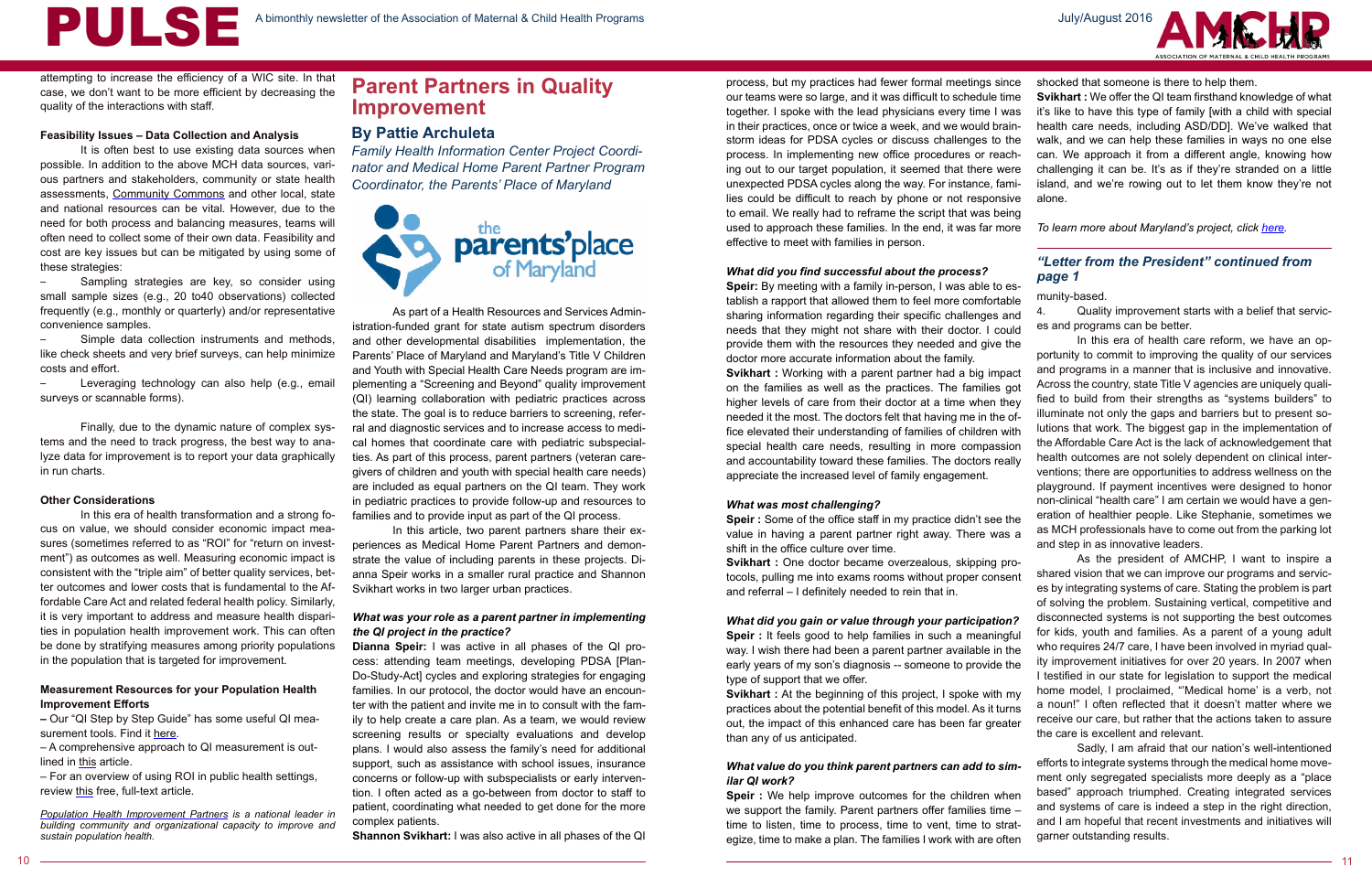attempting to increase the efficiency of a WIC site. In that case, we don't want to be more efficient by decreasing the quality of the interactions with staff.

**Feasibility Issues – Data Collection and Analysis**

It is often best to use existing data sources when possible. In addition to the above MCH data sources, various partners and stakeholders, community or state health assessments, Community Commons and other local, state and national resources can be vital. However, due to the need for both process and balancing measures, teams will often need to collect some of their own data. Feasibility and cost are key issues but can be mitigated by using some of these strategies:

– Sampling strategies are key, so consider using small sample sizes (e.g., 20 to40 observations) collected frequently (e.g., monthly or quarterly) and/or representative convenience samples.

– Simple data collection instruments and methods, like check sheets and very brief surveys, can help minimize costs and effort.

– Leveraging technology can also help (e.g., email surveys or scannable forms).

Finally, due to the dynamic nature of complex systems and the need to track progress, the best way to analyze data for improvement is to report your data graphically in run charts.

**Other Considerations**

In this era of health transformation and a strong focus on value, we should consider economic impact measures (sometimes referred to as "ROI" for "return on investment") as outcomes as well. Measuring economic impact is consistent with the "triple aim" of better quality services, better outcomes and lower costs that is fundamental to the Affordable Care Act and related federal health policy. Similarly, it is very important to address and measure health disparities in population health improvement work. This can often be done by stratifying measures among priority populations in the population that is targeted for improvement.

**Measurement Resources for your Population Health Improvement Efforts**

– Our "QI Step by Step Guide" has some useful QI measurement tools. Find it here.

– A comprehensive approach to QI measurement is outlined in this article.

– For an overview of using ROI in public health settings, review this free, full-text article.

*Population Health Improvement Partners is a national leader in building community and organizational capacity to improve and sustain population health.*

## Parent Partners in Quality Improvement

### By Pattie Archuleta

*Family Health Information Center Project Coordinator and Medical Home Parent Partner Program Coordinator, the Parents' Place of Maryland*

As part of a Health Resources and Services Administration-funded grant for state autism spectrum disorders and other developmental disabilities implementation, the Parents' Place of Maryland and Maryland's Title V Children and Youth with Special Health Care Needs program are implementing a "Screening and Beyond" quality improvement (QI) learning collaboration with pediatric practices across the state. The goal is to reduce barriers to screening, referral and diagnostic services and to increase access to medical homes that coordinate care with pediatric subspecialties. As part of this process, parent partners (veteran caregivers of children and youth with special health care needs) are included as equal partners on the QI team. They work in pediatric practices to provide follow-up and resources to families and to provide input as part of the QI process.

In this article, two parent partners share their experiences as Medical Home Parent Partners and demonstrate the value of including parents in these projects. Dianna Speir works in a smaller rural practice and Shannon Svikhart works in two larger urban practices.

***What was your role as a parent partner in implementing the QI project in the practice?***

**Dianna Speir:** I was active in all phases of the QI process: attending team meetings, developing PDSA [Plan-Do-Study-Act] cycles and exploring strategies for engaging families. In our protocol, the doctor would have an encounter with the patient and invite me in to consult with the family to help create a care plan. As a team, we would review screening results or specialty evaluations and develop plans. I would also assess the family's need for additional support, such as assistance with school issues, insurance concerns or follow-up with subspecialists or early intervention. I often acted as a go-between from doctor to staff to patient, coordinating what needed to get done for the more complex patients.

**Shannon Svikhart:** I was also active in all phases of the QI process, but my practices had fewer formal meetings since our teams were so large, and it was difficult to schedule time together. I spoke with the lead physicians every time I was in their practices, once or twice a week, and we would brainstorm ideas for PDSA cycles or discuss challenges to the process. In implementing new office procedures or reaching out to our target population, it seemed that there were unexpected PDSA cycles along the way. For instance, families could be difficult to reach by phone or not responsive to email. We really had to reframe the script that was being used to approach these families. In the end, it was far more effective to meet with families in person.

***What did you find successful about the process?***

**Speir:** By meeting with a family in-person, I was able to establish a rapport that allowed them to feel more comfortable sharing information regarding their specific challenges and needs that they might not share with their doctor. I could provide them with the resources they needed and give the doctor more accurate information about the family.

**Svikhart :** Working with a parent partner had a big impact on the families as well as the practices. The families got higher levels of care from their doctor at a time when they needed it the most. The doctors felt that having me in the office elevated their understanding of families of children with special health care needs, resulting in more compassion and accountability toward these families. The doctors really appreciate the increased level of family engagement.

***What was most challenging?***

**Speir :** Some of the office staff in my practice didn't see the value in having a parent partner right away. There was a shift in the office culture over time.

**Svikhart :** One doctor became overzealous, skipping protocols, pulling me into exams rooms without proper consent and referral – I definitely needed to rein that in.

***What did you gain or value through your participation?***

**Speir :** It feels good to help families in such a meaningful way. I wish there had been a parent partner available in the early years of my son's diagnosis -- someone to provide the type of support that we offer.

**Svikhart :** At the beginning of this project, I spoke with my practices about the potential benefit of this model. As it turns out, the impact of this enhanced care has been far greater than any of us anticipated.

***What value do you think parent partners can add to similar QI work?***

**Speir :** We help improve outcomes for the children when we support the family. Parent partners offer families time – time to listen, time to process, time to vent, time to strategize, time to make a plan. The families I work with are often shocked that someone is there to help them.

**Svikhart :** We offer the QI team firsthand knowledge of what it's like to have this type of family [with a child with special health care needs, including ASD/DD]. We've walked that walk, and we can help these families in ways no one else can. We approach it from a different angle, knowing how challenging it can be. It's as if they're stranded on a little island, and we're rowing out to let them know they're not alone.

*To learn more about Maryland's project, click here.*

### *"Letter from the President" continued from page 1*

munity-based.

4. Quality improvement starts with a belief that services and programs can be better.

In this era of health care reform, we have an opportunity to commit to improving the quality of our services and programs in a manner that is inclusive and innovative. Across the country, state Title V agencies are uniquely qualified to build from their strengths as "systems builders" to illuminate not only the gaps and barriers but to present solutions that work. The biggest gap in the implementation of the Affordable Care Act is the lack of acknowledgement that health outcomes are not solely dependent on clinical interventions; there are opportunities to address wellness on the playground. If payment incentives were designed to honor non-clinical "health care" I am certain we would have a generation of healthier people. Like Stephanie, sometimes we as MCH professionals have to come out from the parking lot and step in as innovative leaders.

As the president of AMCHP, I want to inspire a shared vision that we can improve our programs and services by integrating systems of care. Stating the problem is part of solving the problem. Sustaining vertical, competitive and disconnected systems is not supporting the best outcomes for kids, youth and families. As a parent of a young adult who requires 24/7 care, I have been involved in myriad quality improvement initiatives for over 20 years. In 2007 when I testified in our state for legislation to support the medical home model, I proclaimed, "'Medical home' is a verb, not a noun!" I often reflected that it doesn't matter where we receive our care, but rather that the actions taken to assure the care is excellent and relevant.

Sadly, I am afraid that our nation's well-intentioned efforts to integrate systems through the medical home movement only segregated specialists more deeply as a "place based" approach triumphed. Creating integrated services and systems of care is indeed a step in the right direction, and I am hopeful that recent investments and initiatives will garner outstanding results.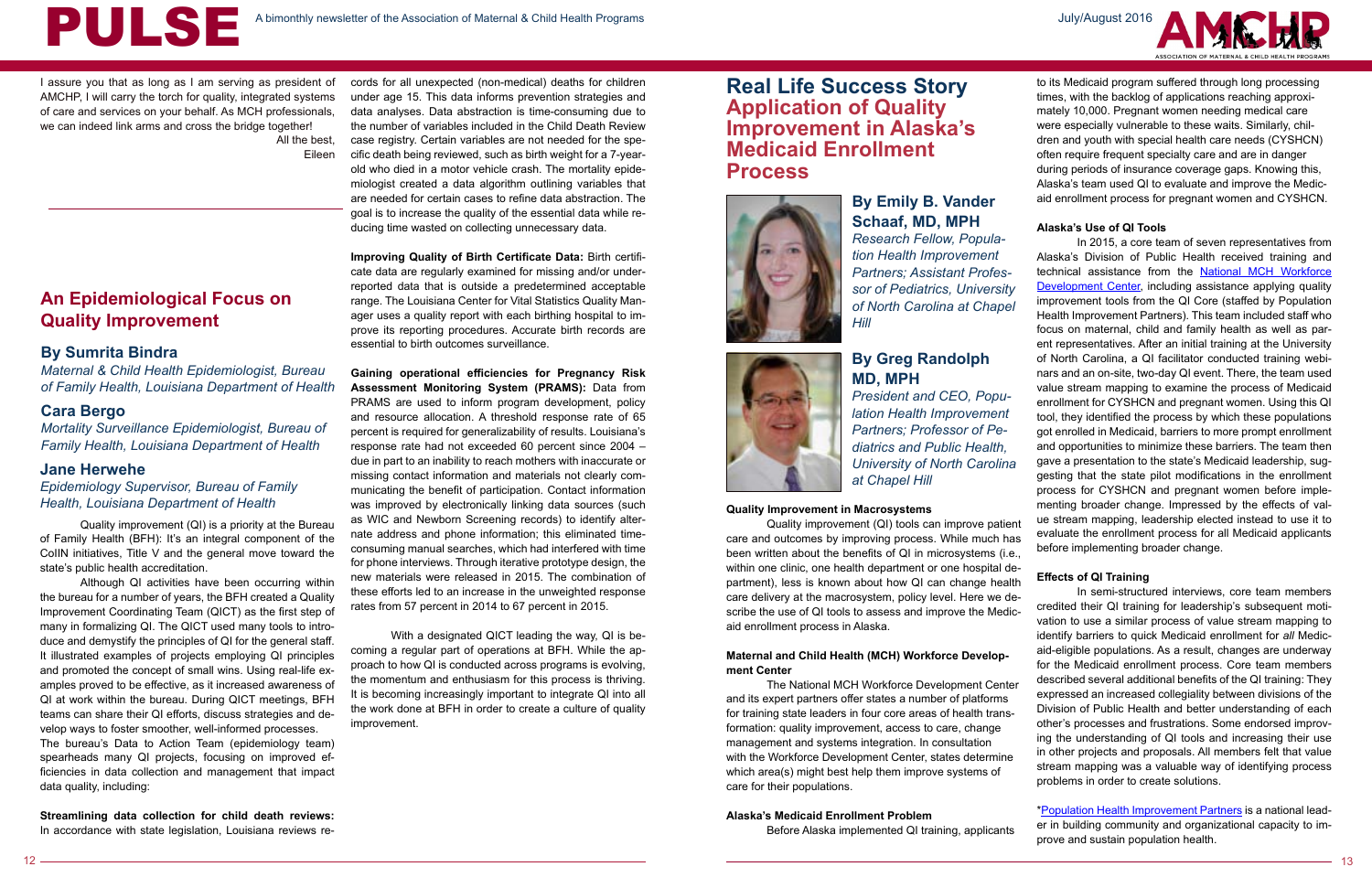I assure you that as long as I am serving as president of AMCHP, I will carry the torch for quality, integrated systems of care and services on your behalf. As MCH professionals, we can indeed link arms and cross the bridge together!

All the best,
Eileen

## An Epidemiological Focus on Quality Improvement

### By Sumrita Bindra

*Maternal & Child Health Epidemiologist, Bureau of Family Health, Louisiana Department of Health*

### Cara Bergo

*Mortality Surveillance Epidemiologist, Bureau of Family Health, Louisiana Department of Health*

### Jane Herwehe

*Epidemiology Supervisor, Bureau of Family Health, Louisiana Department of Health*

Quality improvement (QI) is a priority at the Bureau of Family Health (BFH): It's an integral component of the CoIIN initiatives, Title V and the general move toward the state's public health accreditation.

Although QI activities have been occurring within the bureau for a number of years, the BFH created a Quality Improvement Coordinating Team (QICT) as the first step of many in formalizing QI. The QICT used many tools to introduce and demystify the principles of QI for the general staff. It illustrated examples of projects employing QI principles and promoted the concept of small wins. Using real-life examples proved to be effective, as it increased awareness of QI at work within the bureau. During QICT meetings, BFH teams can share their QI efforts, discuss strategies and develop ways to foster smoother, well-informed processes.

The bureau's Data to Action Team (epidemiology team) spearheads many QI projects, focusing on improved efficiencies in data collection and management that impact data quality, including:

**Streamlining data collection for child death reviews:** In accordance with state legislation, Louisiana reviews records for all unexpected (non-medical) deaths for children under age 15. This data informs prevention strategies and data analyses. Data abstraction is time-consuming due to the number of variables included in the Child Death Review case registry. Certain variables are not needed for the specific death being reviewed, such as birth weight for a 7-year-old who died in a motor vehicle crash. The mortality epidemiologist created a data algorithm outlining variables that are needed for certain cases to refine data abstraction. The goal is to increase the quality of the essential data while reducing time wasted on collecting unnecessary data.

**Improving Quality of Birth Certificate Data:** Birth certificate data are regularly examined for missing and/or underreported data that is outside a predetermined acceptable range. The Louisiana Center for Vital Statistics Quality Manager uses a quality report with each birthing hospital to improve its reporting procedures. Accurate birth records are essential to birth outcomes surveillance.

**Gaining operational efficiencies for Pregnancy Risk Assessment Monitoring System (PRAMS):** Data from PRAMS are used to inform program development, policy and resource allocation. A threshold response rate of 65 percent is required for generalizability of results. Louisiana's response rate had not exceeded 60 percent since 2004 – due in part to an inability to reach mothers with inaccurate or missing contact information and materials not clearly communicating the benefit of participation. Contact information was improved by electronically linking data sources (such as WIC and Newborn Screening records) to identify alternate address and phone information; this eliminated time-consuming manual searches, which had interfered with time for phone interviews. Through iterative prototype design, the new materials were released in 2015. The combination of these efforts led to an increase in the unweighted response rates from 57 percent in 2014 to 67 percent in 2015.

With a designated QICT leading the way, QI is becoming a regular part of operations at BFH. While the approach to how QI is conducted across programs is evolving, the momentum and enthusiasm for this process is thriving. It is becoming increasingly important to integrate QI into all the work done at BFH in order to create a culture of quality improvement.

## Real Life Success Story
## Application of Quality Improvement in Alaska's Medicaid Enrollment Process

### By Emily B. Vander Schaaf, MD, MPH

*Research Fellow, Population Health Improvement Partners; Assistant Professor of Pediatrics, University of North Carolina at Chapel Hill*

### By Greg Randolph MD, MPH

*President and CEO, Population Health Improvement Partners; Professor of Pediatrics and Public Health, University of North Carolina at Chapel Hill*

**Quality Improvement in Macrosystems**

Quality improvement (QI) tools can improve patient care and outcomes by improving process. While much has been written about the benefits of QI in microsystems (i.e., within one clinic, one health department or one hospital department), less is known about how QI can change health care delivery at the macrosystem, policy level. Here we describe the use of QI tools to assess and improve the Medicaid enrollment process in Alaska.

**Maternal and Child Health (MCH) Workforce Development Center**

The National MCH Workforce Development Center and its expert partners offer states a number of platforms for training state leaders in four core areas of health transformation: quality improvement, access to care, change management and systems integration. In consultation with the Workforce Development Center, states determine which area(s) might best help them improve systems of care for their populations.

**Alaska's Medicaid Enrollment Problem**

Before Alaska implemented QI training, applicants to its Medicaid program suffered through long processing times, with the backlog of applications reaching approximately 10,000. Pregnant women needing medical care were especially vulnerable to these waits. Similarly, children and youth with special health care needs (CYSHCN) often require frequent specialty care and are in danger during periods of insurance coverage gaps. Knowing this, Alaska's team used QI to evaluate and improve the Medicaid enrollment process for pregnant women and CYSHCN.

**Alaska's Use of QI Tools**

In 2015, a core team of seven representatives from Alaska's Division of Public Health received training and technical assistance from the National MCH Workforce Development Center, including assistance applying quality improvement tools from the QI Core (staffed by Population Health Improvement Partners). This team included staff who focus on maternal, child and family health as well as parent representatives. After an initial training at the University of North Carolina, a QI facilitator conducted training webinars and an on-site, two-day QI event. There, the team used value stream mapping to examine the process of Medicaid enrollment for CYSHCN and pregnant women. Using this QI tool, they identified the process by which these populations got enrolled in Medicaid, barriers to more prompt enrollment and opportunities to minimize these barriers. The team then gave a presentation to the state's Medicaid leadership, suggesting that the state pilot modifications in the enrollment process for CYSHCN and pregnant women before implementing broader change. Impressed by the effects of value stream mapping, leadership elected instead to use it to evaluate the enrollment process for all Medicaid applicants before implementing broader change.

**Effects of QI Training**

In semi-structured interviews, core team members credited their QI training for leadership's subsequent motivation to use a similar process of value stream mapping to identify barriers to quick Medicaid enrollment for *all* Medicaid-eligible populations. As a result, changes are underway for the Medicaid enrollment process. Core team members described several additional benefits of the QI training: They expressed an increased collegiality between divisions of the Division of Public Health and better understanding of each other's processes and frustrations. Some endorsed improving the understanding of QI tools and increasing their use in other projects and proposals. All members felt that value stream mapping was a valuable way of identifying process problems in order to create solutions.

*Population Health Improvement Partners is a national leader in building community and organizational capacity to improve and sustain population health.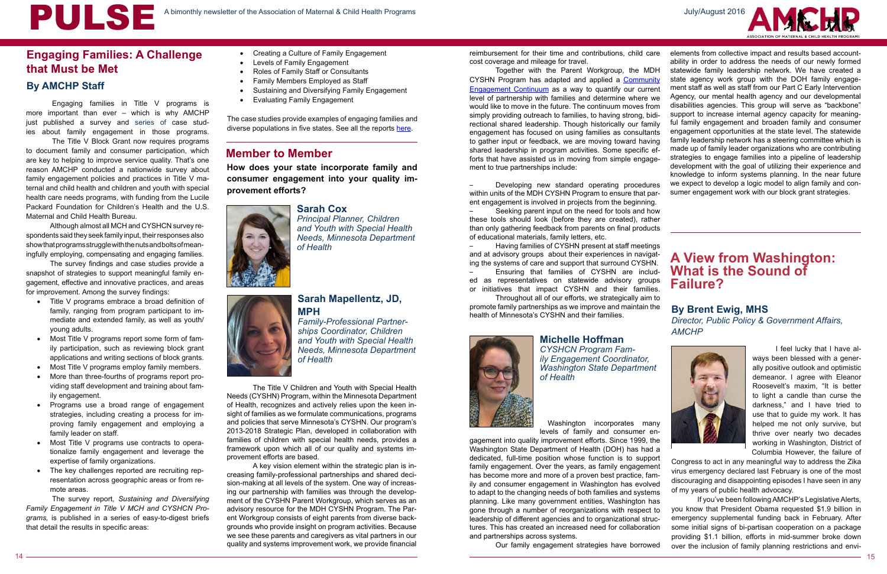## Engaging Families: A Challenge that Must be Met

### By AMCHP Staff

Engaging families in Title V programs is more important than ever – which is why AMCHP just published a survey and series of case studies about family engagement in those programs.

The Title V Block Grant now requires programs to document family and consumer participation, which are key to helping to improve service quality. That's one reason AMCHP conducted a nationwide survey about family engagement policies and practices in Title V maternal and child health and children and youth with special health care needs programs, with funding from the Lucile Packard Foundation for Children's Health and the U.S. Maternal and Child Health Bureau.

Although almost all MCH and CYSHCN survey respondents said they seek family input, their responses also show that programs struggle with the nuts and bolts of meaningfully employing, compensating and engaging families.

The survey findings and case studies provide a snapshot of strategies to support meaningful family engagement, effective and innovative practices, and areas for improvement. Among the survey findings:

- Title V programs embrace a broad definition of family, ranging from program participant to immediate and extended family, as well as youth/young adults.
- Most Title V programs report some form of family participation, such as reviewing block grant applications and writing sections of block grants.
- Most Title V programs employ family members.
- More than three-fourths of programs report providing staff development and training about family engagement.
- Programs use a broad range of engagement strategies, including creating a process for improving family engagement and employing a family leader on staff.
- Most Title V programs use contracts to operationalize family engagement and leverage the expertise of family organizations.
- The key challenges reported are recruiting representation across geographic areas or from remote areas.

The survey report, *Sustaining and Diversifying Family Engagement in Title V MCH and CYSHCN Programs,* is published in a series of easy-to-digest briefs that detail the results in specific areas:

- Creating a Culture of Family Engagement
- Levels of Family Engagement
- Roles of Family Staff or Consultants
- Family Members Employed as Staff
- Sustaining and Diversifying Family Engagement
- Evaluating Family Engagement

The case studies provide examples of engaging families and diverse populations in five states. See all the reports here.

## Member to Member

**How does your state incorporate family and consumer engagement into your quality improvement efforts?**

**Sarah Cox**
*Principal Planner, Children and Youth with Special Health Needs, Minnesota Department of Health*

**Sarah Mapellentz, JD, MPH**
*Family-Professional Partnerships Coordinator, Children and Youth with Special Health Needs, Minnesota Department of Health*

The Title V Children and Youth with Special Health Needs (CYSHN) Program, within the Minnesota Department of Health, recognizes and actively relies upon the keen insight of families as we formulate communications, programs and policies that serve Minnesota's CYSHN. Our program's 2013-2018 Strategic Plan, developed in collaboration with families of children with special health needs, provides a framework upon which all of our quality and systems improvement efforts are based.

A key vision element within the strategic plan is increasing family-professional partnerships and shared decision-making at all levels of the system. One way of increasing our partnership with families was through the development of the CYSHN Parent Workgroup, which serves as an advisory resource for the MDH CYSHN Program. The Parent Workgroup consists of eight parents from diverse backgrounds who provide insight on program activities. Because we see these parents and caregivers as vital partners in our quality and systems improvement work, we provide financial reimbursement for their time and contributions, child care cost coverage and mileage for travel.

Together with the Parent Workgroup, the MDH CYSHN Program has adapted and applied a Community Engagement Continuum as a way to quantify our current level of partnership with families and determine where we would like to move in the future. The continuum moves from simply providing outreach to families, to having strong, bidirectional shared leadership. Though historically our family engagement has focused on using families as consultants to gather input or feedback, we are moving toward having shared leadership in program activities. Some specific efforts that have assisted us in moving from simple engagement to true partnerships include:

– Developing new standard operating procedures within units of the MDH CYSHN Program to ensure that parent engagement is involved in projects from the beginning.
– Seeking parent input on the need for tools and how these tools should look (before they are created), rather than only gathering feedback from parents on final products of educational materials, family letters, etc.
– Having families of CYSHN present at staff meetings and at advisory groups about their experiences in navigating the systems of care and support that surround CYSHN.
– Ensuring that families of CYSHN are included as representatives on statewide advisory groups or initiatives that impact CYSHN and their families.

Throughout all of our efforts, we strategically aim to promote family partnerships as we improve and maintain the health of Minnesota's CYSHN and their families.

**Michelle Hoffman**
*CYSHCN Program Family Engagement Coordinator, Washington State Department of Health*

Washington incorporates many levels of family and consumer engagement into quality improvement efforts. Since 1999, the Washington State Department of Health (DOH) has had a dedicated, full-time position whose function is to support family engagement. Over the years, as family engagement has become more and more of a proven best practice, family and consumer engagement in Washington has evolved to adapt to the changing needs of both families and systems planning. Like many government entities, Washington has gone through a number of reorganizations with respect to leadership of different agencies and to organizational structures. This has created an increased need for collaboration and partnerships across systems.

Our family engagement strategies have borrowed elements from collective impact and results based accountability in order to address the needs of our newly formed statewide family leadership network. We have created a state agency work group with the DOH family engagement staff as well as staff from our Part C Early Intervention Agency, our mental health agency and our developmental disabilities agencies. This group will serve as "backbone" support to increase internal agency capacity for meaningful family engagement and broaden family and consumer engagement opportunities at the state level. The statewide family leadership network has a steering committee which is made up of family leader organizations who are contributing strategies to engage families into a pipeline of leadership development with the goal of utilizing their experience and knowledge to inform systems planning. In the near future we expect to develop a logic model to align family and consumer engagement work with our block grant strategies.

## A View from Washington: What is the Sound of Failure?

### By Brent Ewig, MHS
*Director, Public Policy & Government Affairs, AMCHP*

I feel lucky that I have always been blessed with a generally positive outlook and optimistic demeanor. I agree with Eleanor Roosevelt's maxim, "It is better to light a candle than curse the darkness," and I have tried to use that to guide my work. It has helped me not only survive, but thrive over nearly two decades working in Washington, District of Columbia However, the failure of Congress to act in any meaningful way to address the Zika virus emergency declared last February is one of the most discouraging and disappointing episodes I have seen in any of my years of public health advocacy.

If you've been following AMCHP's Legislative Alerts, you know that President Obama requested $1.9 billion in emergency supplemental funding back in February. After some initial signs of bi-partisan cooperation on a package providing $1.1 billion, efforts in mid-summer broke down over the inclusion of family planning restrictions and envi-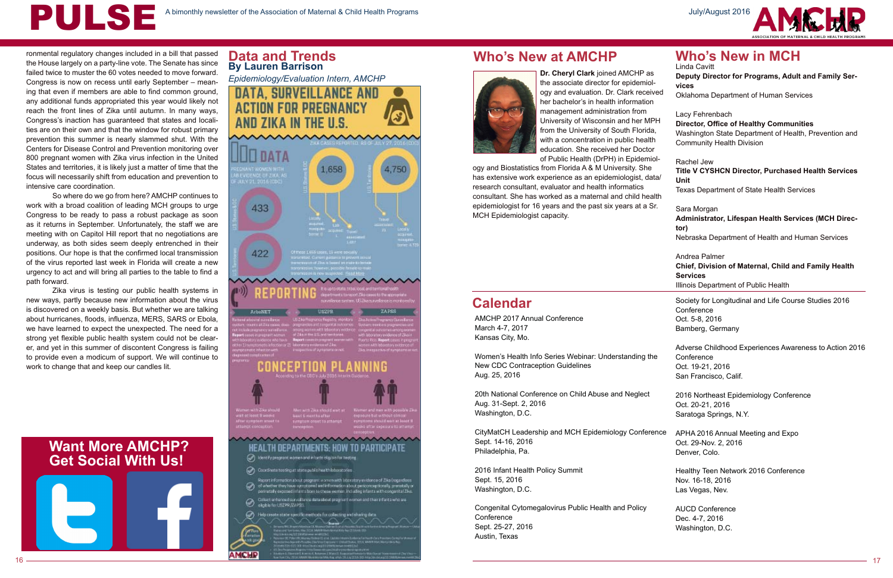ronmental regulatory changes included in a bill that passed the House largely on a party-line vote. The Senate has since failed twice to muster the 60 votes needed to move forward. Congress is now on recess until early September – meaning that even if members are able to find common ground, any additional funds appropriated this year would likely not reach the front lines of Zika until autumn. In many ways, Congress's inaction has guaranteed that states and localities are on their own and that the window for robust primary prevention this summer is nearly slammed shut. With the Centers for Disease Control and Prevention monitoring over 800 pregnant women with Zika virus infection in the United States and territories, it is likely just a matter of time that the focus will necessarily shift from education and prevention to intensive care coordination.

So where do we go from here? AMCHP continues to work with a broad coalition of leading MCH groups to urge Congress to be ready to pass a robust package as soon as it returns in September. Unfortunately, the staff we are meeting with on Capitol Hill report that no negotiations are underway, as both sides seem deeply entrenched in their positions. Our hope is that the confirmed local transmission of the virus reported last week in Florida will create a new urgency to act and will bring all parties to the table to find a path forward.

Zika virus is testing our public health systems in new ways, partly because new information about the virus is discovered on a weekly basis. But whether we are talking about hurricanes, floods, influenza, MERS, SARS or Ebola, we have learned to expect the unexpected. The need for a strong yet flexible public health system could not be clearer, and yet in this summer of discontent Congress is failing to provide even a modicum of support. We will continue to work to change that and keep our candles lit.

## Want More AMCHP? Get Social With Us!

## Data and Trends

**By Lauren Barrison**

*Epidemiology/Evaluation Intern, AMCHP*

### DATA, SURVEILLANCE AND ACTION FOR PREGNANCY AND ZIKA IN THE U.S.

DATA

ZIKA CASES REPORTED AS OF JULY 27, 2016 (CDC)

PREGNANT WOMEN WITH LAB EVIDENCE OF ZIKA, AS OF JULY 21, 2016 (CDC)

U.S. States & DC: 433

U.S. Territories: 422

U.S. States & DC: 1,658

U.S. Territories: 4,750

REPORTING

CONCEPTION PLANNING

According to the CDC's July 2016 Interim Guidance

HEALTH DEPARTMENTS: HOW TO PARTICIPATE

## Who's New at AMCHP

**Dr. Cheryl Clark** joined AMCHP as the associate director for epidemiology and evaluation. Dr. Clark received her bachelor's in health information management administration from University of Wisconsin and her MPH from the University of South Florida, with a concentration in public health education. She received her Doctor of Public Health (DrPH) in Epidemiology and Biostatistics from Florida A & M University. She has extensive work experience as an epidemiologist, data/research consultant, evaluator and health informatics consultant. She has worked as a maternal and child health epidemiologist for 16 years and the past six years at a Sr. MCH Epidemiologist capacity.

## Who's New in MCH

Linda Cavitt
**Deputy Director for Programs, Adult and Family Services**
Oklahoma Department of Human Services

Lacy Fehrenbach
**Director, Office of Healthy Communities**
Washington State Department of Health, Prevention and Community Health Division

Rachel Jew
**Title V CYSHCN Director, Purchased Health Services Unit**
Texas Department of State Health Services

Sara Morgan
**Administrator, Lifespan Health Services (MCH Director)**
Nebraska Department of Health and Human Services

Andrea Palmer
**Chief, Division of Maternal, Child and Family Health Services**
Illinois Department of Public Health

## Calendar

AMCHP 2017 Annual Conference
March 4-7, 2017
Kansas City, Mo.

Women's Health Info Series Webinar: Understanding the New CDC Contraception Guidelines
Aug. 25, 2016

20th National Conference on Child Abuse and Neglect
Aug. 31-Sept. 2, 2016
Washington, D.C.

CityMatCH Leadership and MCH Epidemiology Conference
Sept. 14-16, 2016
Philadelphia, Pa.

2016 Infant Health Policy Summit
Sept. 15, 2016
Washington, D.C.

Congenital Cytomegalovirus Public Health and Policy Conference
Sept. 25-27, 2016
Austin, Texas

Society for Longitudinal and Life Course Studies 2016 Conference
Oct. 5-8, 2016
Bamberg, Germany

Adverse Childhood Experiences Awareness to Action 2016 Conference
Oct. 19-21, 2016
San Francisco, Calif.

2016 Northeast Epidemiology Conference
Oct. 20-21, 2016
Saratoga Springs, N.Y.

APHA 2016 Annual Meeting and Expo
Oct. 29-Nov. 2, 2016
Denver, Colo.

Healthy Teen Network 2016 Conference
Nov. 16-18, 2016
Las Vegas, Nev.

AUCD Conference
Dec. 4-7, 2016
Washington, D.C.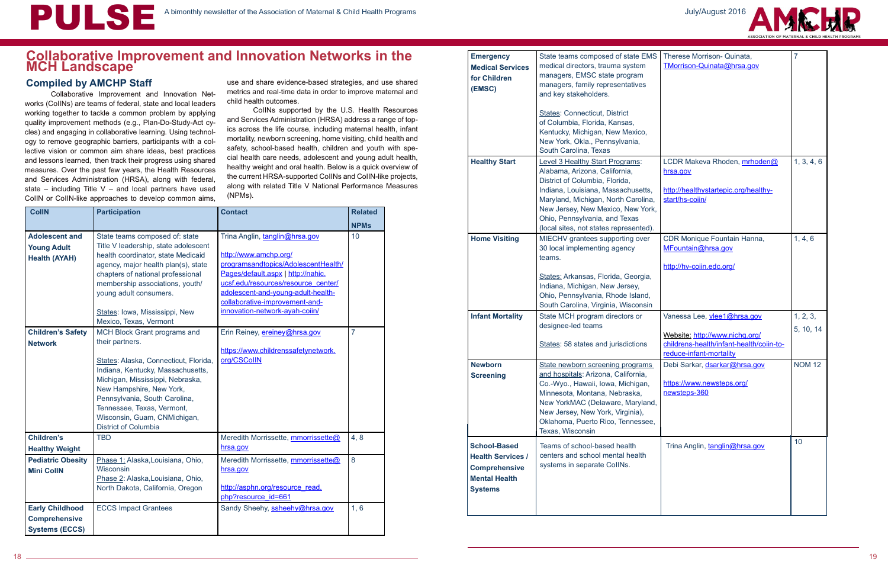# Collaborative Improvement and Innovation Networks in the MCH Landscape

## Compiled by AMCHP Staff

Collaborative Improvement and Innovation Networks (CoIINs) are teams of federal, state and local leaders working together to tackle a common problem by applying quality improvement methods (e.g., Plan-Do-Study-Act cycles) and engaging in collaborative learning. Using technology to remove geographic barriers, participants with a collective vision or common aim share ideas, best practices and lessons learned, then track their progress using shared measures. Over the past few years, the Health Resources and Services Administration (HRSA), along with federal, state – including Title V – and local partners have used CoIIN or CoIIN-like approaches to develop common aims, use and share evidence-based strategies, and use shared metrics and real-time data in order to improve maternal and child health outcomes.

CoIINs supported by the U.S. Health Resources and Services Administration (HRSA) address a range of topics across the life course, including maternal health, infant mortality, newborn screening, home visiting, child health and safety, school-based health, children and youth with special health care needs, adolescent and young adult health, healthy weight and oral health. Below is a quick overview of the current HRSA-supported CoIINs and CoIIN-like projects, along with related Title V National Performance Measures (NPMs).

| CoIIN | Participation | Contact | Related NPMs |
|---|---|---|---|
| **Adolescent and Young Adult Health (AYAH)** | State teams composed of: state Title V leadership, state adolescent health coordinator, state Medicaid agency, major health plan(s), state chapters of national professional membership associations, youth/young adult consumers.<br><br>States: Iowa, Mississippi, New Mexico, Texas, Vermont | Trina Anglin, tanglin@hrsa.gov<br><br>http://www.amchp.org/programsandtopics/AdolescentHealth/Pages/default.aspx \| http://nahic.ucsf.edu/resources/resource_center/adolescent-and-young-adult-health-collaborative-improvement-and-innovation-network-ayah-coiin/ | 10 |
| **Children's Safety Network** | MCH Block Grant programs and their partners.<br><br>States: Alaska, Connecticut, Florida, Indiana, Kentucky, Massachusetts, Michigan, Mississippi, Nebraska, New Hampshire, New York, Pennsylvania, South Carolina, Tennessee, Texas, Vermont, Wisconsin, Guam, CNMichigan, District of Columbia | Erin Reiney, ereiney@hrsa.gov<br><br>https://www.childrenssafetynetwork.org/CSCoIIN | 7 |
| **Children's Healthy Weight** | TBD | Meredith Morrissette, mmorrissette@hrsa.gov | 4, 8 |
| **Pediatric Obesity Mini CoIIN** | Phase 1: Alaska, Louisiana, Ohio, Wisconsin<br>Phase 2: Alaska, Louisiana, Ohio, North Dakota, California, Oregon | Meredith Morrissette, mmorrissette@hrsa.gov<br><br>http://asphn.org/resource_read.php?resource_id=661 | 8 |
| **Early Childhood Comprehensive Systems (ECCS)** | ECCS Impact Grantees | Sandy Sheehy, ssheehy@hrsa.gov | 1, 6 |
| **Emergency Medical Services for Children (EMSC)** | State teams composed of state EMS medical directors, trauma system managers, EMSC state program managers, family representatives and key stakeholders.<br><br>States: Connecticut, District of Columbia, Florida, Kansas, Kentucky, Michigan, New Mexico, New York, Okla., Pennsylvania, South Carolina, Texas | Therese Morrison- Quinata, TMorrison-Quinata@hrsa.gov | 7 |
| **Healthy Start** | Level 3 Healthy Start Programs: Alabama, Arizona, California, District of Columbia, Florida, Indiana, Louisiana, Massachusetts, Maryland, Michigan, North Carolina, New Jersey, New Mexico, New York, Ohio, Pennsylvania, and Texas (local sites, not states represented). | LCDR Makeva Rhoden, mrhoden@hrsa.gov<br><br>http://healthystartepic.org/healthy-start/hs-coiin/ | 1, 3, 4, 6 |
| **Home Visiting** | MIECHV grantees supporting over 30 local implementing agency teams.<br><br>States: Arkansas, Florida, Georgia, Indiana, Michigan, New Jersey, Ohio, Pennsylvania, Rhode Island, South Carolina, Virginia, Wisconsin | CDR Monique Fountain Hanna, MFountain@hrsa.gov<br><br>http://hv-coiin.edc.org/ | 1, 4, 6 |
| **Infant Mortality** | State MCH program directors or designee-led teams<br><br>States: 58 states and jurisdictions | Vanessa Lee, vlee1@hrsa.gov<br><br>Website: http://www.nichq.org/childrens-health/infant-health/coiin-to-reduce-infant-mortality | 1, 2, 3, 5, 10, 14 |
| **Newborn Screening** | State newborn screening programs and hospitals: Arizona, California, Co.-Wyo., Hawaii, Iowa, Michigan, Minnesota, Montana, Nebraska, New YorkMAC (Delaware, Maryland, New Jersey, New York, Virginia), Oklahoma, Puerto Rico, Tennessee, Texas, Wisconsin | Debi Sarkar, dsarkar@hrsa.gov<br><br>https://www.newsteps.org/newsteps-360 | NOM 12 |
| **School-Based Health Services / Comprehensive Mental Health Systems** | Teams of school-based health centers and school mental health systems in separate CoIINs. | Trina Anglin, tanglin@hrsa.gov | 10 |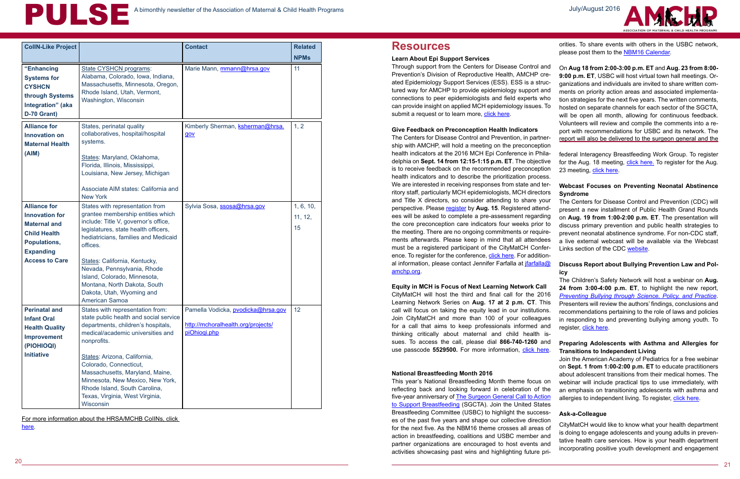| CoIIN-Like Project | | Contact | Related NPMs |
|---|---|---|---|
| **"Enhancing Systems for CYSHCN through Systems Integration" (aka D-70 Grant)** | State CYSHCN programs: Alabama, Colorado, Iowa, Indiana, Massachusetts, Minnesota, Oregon, Rhode Island, Utah, Vermont, Washington, Wisconsin | Marie Mann, mmann@hrsa.gov | 11 |
| **Alliance for Innovation on Maternal Health (AIM)** | States, perinatal quality collaboratives, hospital/hospital systems. States: Maryland, Oklahoma, Florida, Illinois, Mississippi, Louisiana, New Jersey, Michigan. Associate AIM states: California and New York | Kimberly Sherman, ksherman@hrsa.gov | 1, 2 |
| **Alliance for Innovation for Maternal and Child Health Populations, Expanding Access to Care** | States with representation from grantee membership entities which include: Title V, governor's office, legislatures, state health officers, hediatricians, families and Medicaid offices. States: California, Kentucky, Nevada, Pennsylvania, Rhode Island, Colorado, Minnesota, Montana, North Dakota, South Dakota, Utah, Wyoming and American Samoa | Sylvia Sosa, ssosa@hrsa.gov | 1, 6, 10, 11, 12, 15 |
| **Perinatal and Infant Oral Health Quality Improvement (PIOHIOQI) Initiative** | States with representation from: state public health and social service departments, children's hospitals, medical/academic universities and nonprofits. States: Arizona, California, Colorado, Connecticut, Massachusetts, Maryland, Maine, Minnesota, New Mexico, New York, Rhode Island, South Carolina, Texas, Virginia, West Virginia, Wisconsin | Pamella Vodicka, pvodicka@hrsa.gov http://mchoralhealth.org/projects/piOhioqi.php | 12 |

For more information about the HRSA/MCHB CoIINs, click here.

# Resources

### Learn About Epi Support Services

Through support from the Centers for Disease Control and Prevention's Division of Reproductive Health, AMCHP created Epidemiology Support Services (ESS). ESS is a structured way for AMCHP to provide epidemiology support and connections to peer epidemiologists and field experts who can provide insight on applied MCH epidemiology issues. To submit a request or to learn more, click here.

### Give Feedback on Preconception Health Indicators

The Centers for Disease Control and Prevention, in partnership with AMCHP, will hold a meeting on the preconception health indicators at the 2016 MCH Epi Conference in Philadelphia on **Sept. 14 from 12:15-1:15 p.m. ET**. The objective is to receive feedback on the recommended preconception health indicators and to describe the prioritization process. We are interested in receiving responses from state and territory staff, particularly MCH epidemiologists, MCH directors and Title X directors, so consider attending to share your perspective. Please register by **Aug. 15**. Registered attendees will be asked to complete a pre-assessment regarding the core preconception care indicators four weeks prior to the meeting. There are no ongoing commitments or requirements afterwards. Please keep in mind that all attendees must be a registered participant of the CityMatCH Conference. To register for the conference, click here. For additional information, please contact Jennifer Farfalla at jfarfalla@amchp.org.

### Equity in MCH is Focus of Next Learning Network Call

CityMatCH will host the third and final call for the 2016 Learning Network Series on **Aug. 17 at 2 p.m. CT**. This call will focus on taking the equity lead in our institutions. Join CityMatCH and more than 100 of your colleagues for a call that aims to keep professionals informed and thinking critically about maternal and child health issues. To access the call, please dial **866-740-1260** and use passcode **5529500.** For more information, click here.

### National Breastfeeding Month 2016

This year's National Breastfeeding Month theme focus on reflecting back and looking forward in celebration of the five-year anniversary of The Surgeon General Call to Action to Support Breastfeeding (SGCTA). Join the United States Breastfeeding Committee (USBC) to highlight the successes of the past five years and shape our collective direction for the next five. As the NBM16 theme crosses all areas of action in breastfeeding, coalitions and USBC member and partner organizations are encouraged to host events and activities showcasing past wins and highlighting future priorities. To share events with others in the USBC network, please post them to the NBM16 Calendar.

On **Aug 18 from 2:00-3:00 p.m. ET** and **Aug. 23 from 8:00-9:00 p.m. ET**, USBC will host virtual town hall meetings. Organizations and individuals are invited to share written comments on priority action areas and associated implementation strategies for the next five years. The written comments, hosted on separate channels for each sector of the SGCTA, will be open all month, allowing for continuous feedback. Volunteers will review and compile the comments into a report with recommendations for USBC and its network. The report will also be delivered to the surgeon general and the federal Interagency Breastfeeding Work Group. To register for the Aug. 18 meeting, click here. To register for the Aug. 23 meeting, click here.

### Webcast Focuses on Preventing Neonatal Abstinence Syndrome

The Centers for Disease Control and Prevention (CDC) will present a new installment of Public Health Grand Rounds on **Aug. 19 from 1:00-2:00 p.m. ET**. The presentation will discuss primary prevention and public health strategies to prevent neonatal abstinence syndrome. For non-CDC staff, a live external webcast will be available via the Webcast Links section of the CDC website.

### Discuss Report about Bullying Prevention Law and Policy

The Children's Safety Network will host a webinar on **Aug. 24 from 3:00-4:00 p.m. ET**, to highlight the new report, *Preventing Bullying through Science, Policy, and Practice*. Presenters will review the authors' findings, conclusions and recommendations pertaining to the role of laws and policies in responding to and preventing bullying among youth. To register, click here.

### Preparing Adolescents with Asthma and Allergies for Transitions to Independent Living

Join the American Academy of Pediatrics for a free webinar on **Sept. 1 from 1:00-2:00 p.m. ET** to educate practitioners about adolescent transitions from their medical homes. The webinar will include practical tips to use immediately, with an emphasis on transitioning adolescents with asthma and allergies to independent living. To register, click here.

### Ask-a-Colleague

CityMatCH would like to know what your health department is doing to engage adolescents and young adults in preventative health care services. How is your health department incorporating positive youth development and engagement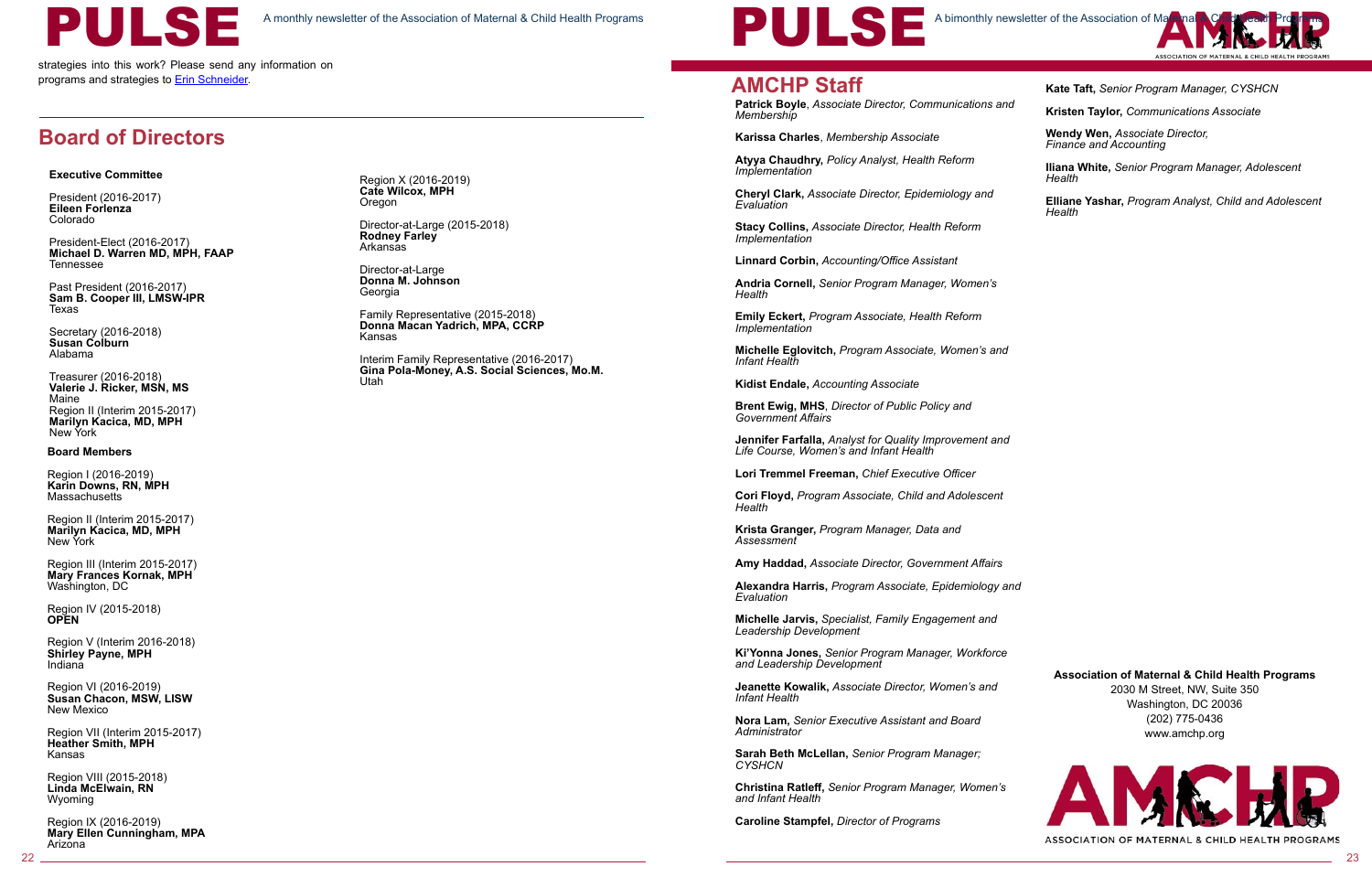strategies into this work? Please send any information on programs and strategies to Erin Schneider.

## Board of Directors

### Executive Committee

President (2016-2017)
**Eileen Forlenza**
Colorado

President-Elect (2016-2017)
**Michael D. Warren MD, MPH, FAAP**
Tennessee

Past President (2016-2017)
**Sam B. Cooper III, LMSW-IPR**
Texas

Secretary (2016-2018)
**Susan Colburn**
Alabama

Treasurer (2016-2018)
**Valerie J. Ricker, MSN, MS**
Maine
Region II (Interim 2015-2017)
**Marilyn Kacica, MD, MPH**
New York

### Board Members

Region I (2016-2019)
**Karin Downs, RN, MPH**
Massachusetts

Region II (Interim 2015-2017)
**Marilyn Kacica, MD, MPH**
New York

Region III (Interim 2015-2017)
**Mary Frances Kornak, MPH**
Washington, DC

Region IV (2015-2018)
**OPEN**

Region V (Interim 2016-2018)
**Shirley Payne, MPH**
Indiana

Region VI (2016-2019)
**Susan Chacon, MSW, LISW**
New Mexico

Region VII (Interim 2015-2017)
**Heather Smith, MPH**
Kansas

Region VIII (2015-2018)
**Linda McElwain, RN**
Wyoming

Region IX (2016-2019)
**Mary Ellen Cunningham, MPA**
Arizona

Region X (2016-2019)
**Cate Wilcox, MPH**
Oregon

Director-at-Large (2015-2018)
**Rodney Farley**
Arkansas

Director-at-Large
**Donna M. Johnson**
Georgia

Family Representative (2015-2018)
**Donna Macan Yadrich, MPA, CCRP**
Kansas

Interim Family Representative (2016-2017)
**Gina Pola-Money, A.S. Social Sciences, Mo.M.**
Utah

## AMCHP Staff

**Patrick Boyle**, *Associate Director, Communications and Membership*

**Karissa Charles**, *Membership Associate*

**Atyya Chaudhry,** *Policy Analyst, Health Reform Implementation*

**Cheryl Clark,** *Associate Director, Epidemiology and Evaluation*

**Stacy Collins,** *Associate Director, Health Reform Implementation*

**Linnard Corbin,** *Accounting/Office Assistant*

**Andria Cornell,** *Senior Program Manager, Women's Health*

**Emily Eckert,** *Program Associate, Health Reform Implementation*

**Michelle Eglovitch,** *Program Associate, Women's and Infant Health*

**Kidist Endale,** *Accounting Associate*

**Brent Ewig, MHS**, *Director of Public Policy and Government Affairs*

**Jennifer Farfalla,** *Analyst for Quality Improvement and Life Course, Women's and Infant Health*

**Lori Tremmel Freeman,** *Chief Executive Officer*

**Cori Floyd,** *Program Associate, Child and Adolescent Health*

**Krista Granger,** *Program Manager, Data and Assessment*

**Amy Haddad,** *Associate Director, Government Affairs*

**Alexandra Harris,** *Program Associate, Epidemiology and Evaluation*

**Michelle Jarvis,** *Specialist, Family Engagement and Leadership Development*

**Ki'Yonna Jones,** *Senior Program Manager, Workforce and Leadership Development*

**Jeanette Kowalik,** *Associate Director, Women's and Infant Health*

**Nora Lam,** *Senior Executive Assistant and Board Administrator*

**Sarah Beth McLellan,** *Senior Program Manager; CYSHCN*

**Christina Ratleff,** *Senior Program Manager, Women's and Infant Health*

**Caroline Stampfel,** *Director of Programs*

**Kate Taft,** *Senior Program Manager, CYSHCN*

**Kristen Taylor,** *Communications Associate*

**Wendy Wen,** *Associate Director, Finance and Accounting*

**Iliana White,** *Senior Program Manager, Adolescent Health*

**Elliane Yashar,** *Program Analyst, Child and Adolescent Health*

**Association of Maternal & Child Health Programs**
2030 M Street, NW, Suite 350
Washington, DC 20036
(202) 775-0436
www.amchp.org

AMCHP
ASSOCIATION OF MATERNAL & CHILD HEALTH PROGRAMS